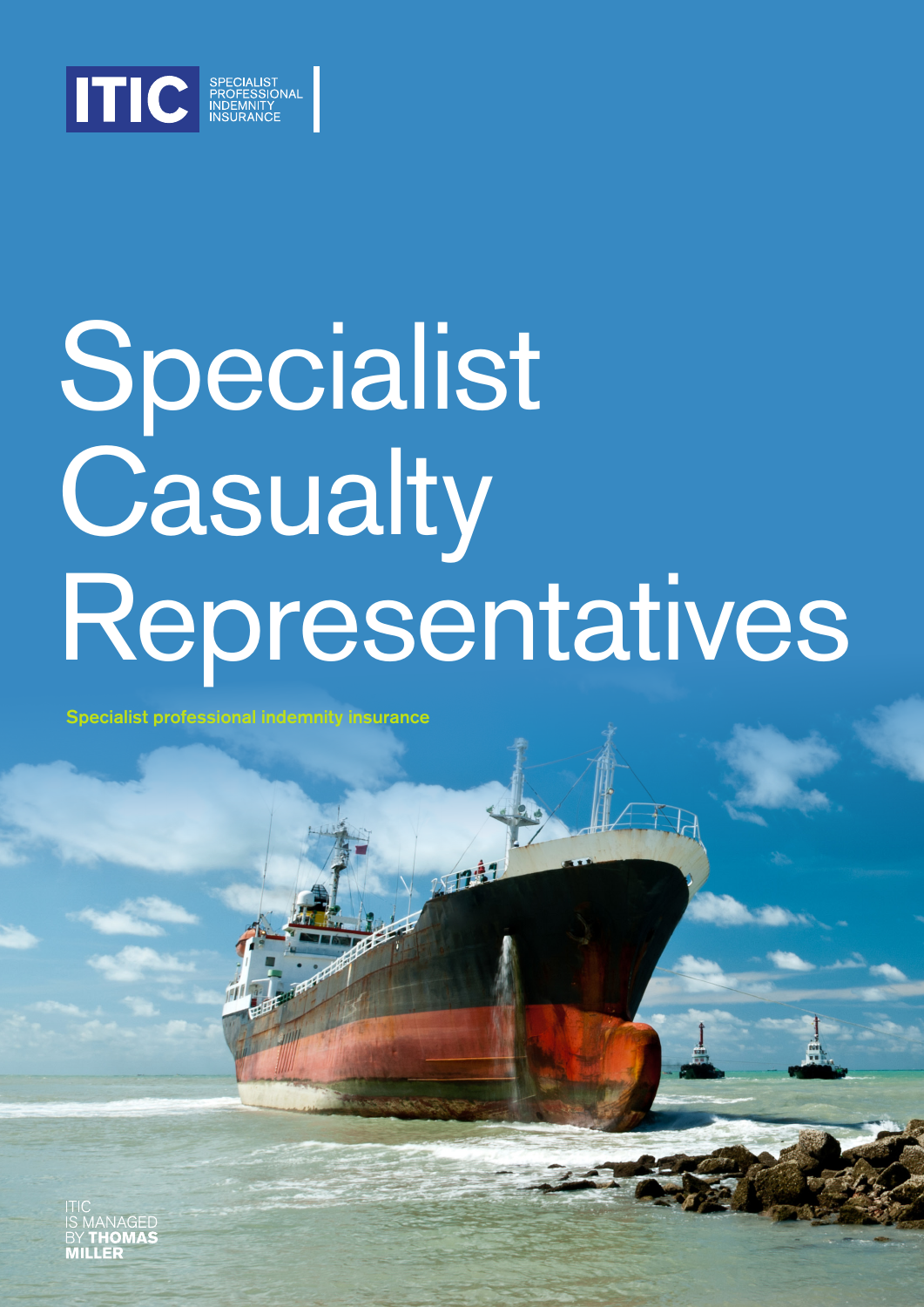ITIC SPECIALIST PROFESSIONAL INDEMNITY INSURANCE

# Specialist Casualty Representatives

Specialist professional indemnity insurance

ITIC IS MANAGED BY **THOMAS MILLER**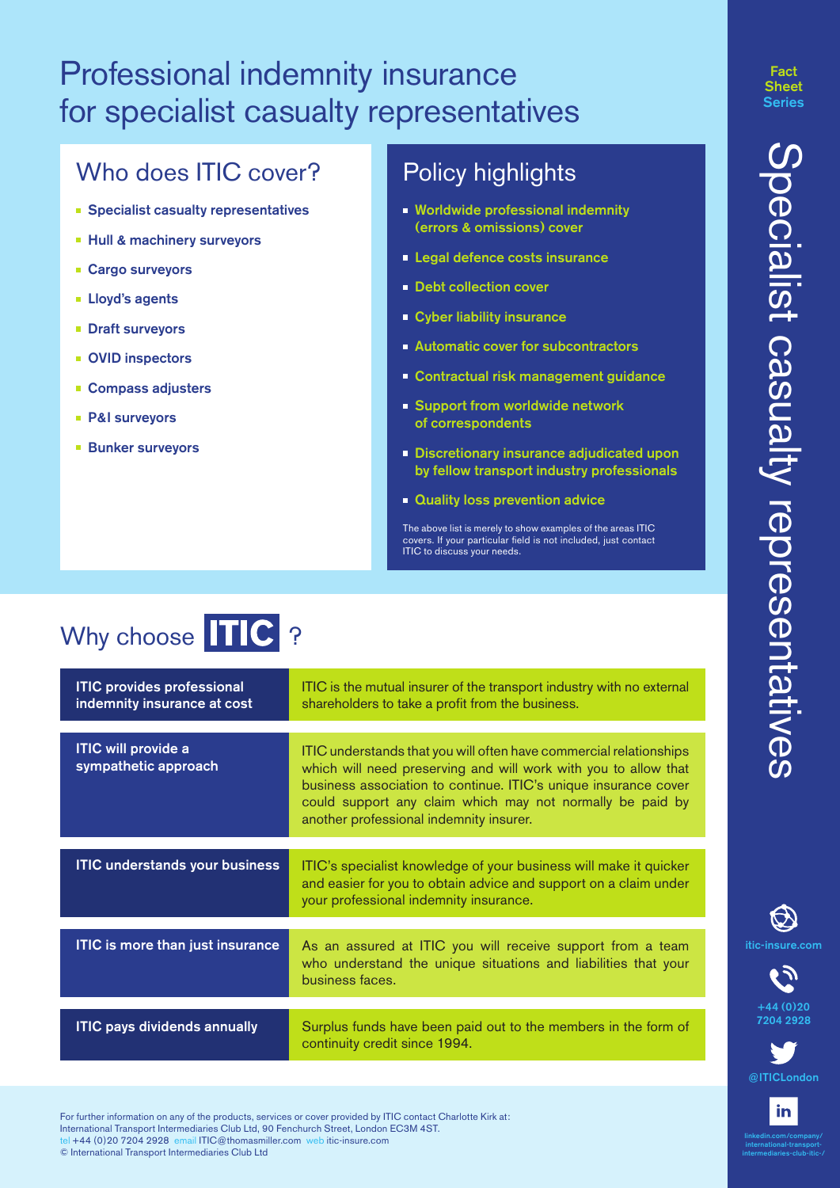# Professional indemnity insurance for specialist casualty representatives

## Who does ITIC cover?

- **Specialist casualty representatives**
- **Hull & machinery surveyors**
- **Cargo surveyors**
- **Lloyd's agents**
- **Draft surveyors**
- **OVID inspectors**
- **Compass adjusters**
- **P&I surveyors**
- **Bunker surveyors**

## Policy highlights

- **Worldwide professional indemnity (errors & omissions) cover**
- **Legal defence costs insurance**
- **Debt collection cover**
- **Cyber liability insurance**
- **Automatic cover for subcontractors**
- **Contractual risk management guidance**
- **Support from worldwide network of correspondents**
- **Discretionary insurance adjudicated upon by fellow transport industry professionals**
- **Quality loss prevention advice**

The above list is merely to show examples of the areas ITIC covers. If your particular field is not included, just contact ITIC to discuss your needs.

## Why choose ITIC ?

| | |
|---|---|
| **ITIC provides professional indemnity insurance at cost** | ITIC is the mutual insurer of the transport industry with no external shareholders to take a profit from the business. |
| **ITIC will provide a sympathetic approach** | ITIC understands that you will often have commercial relationships which will need preserving and will work with you to allow that business association to continue. ITIC's unique insurance cover could support any claim which may not normally be paid by another professional indemnity insurer. |
| **ITIC understands your business** | ITIC's specialist knowledge of your business will make it quicker and easier for you to obtain advice and support on a claim under your professional indemnity insurance. |
| **ITIC is more than just insurance** | As an assured at ITIC you will receive support from a team who understand the unique situations and liabilities that your business faces. |
| **ITIC pays dividends annually** | Surplus funds have been paid out to the members in the form of continuity credit since 1994. |

For further information on any of the products, services or cover provided by ITIC contact Charlotte Kirk at:
International Transport Intermediaries Club Ltd, 90 Fenchurch Street, London EC3M 4ST.
tel +44 (0)20 7204 2928 email ITIC@thomasmiller.com web itic-insure.com
© International Transport Intermediaries Club Ltd

Fact Sheet Series

Specialist casualty representatives

itic-insure.com

+44 (0)20 7204 2928

@ITICLondon

linkedin.com/company/international-transport-intermediaries-club-itic-/